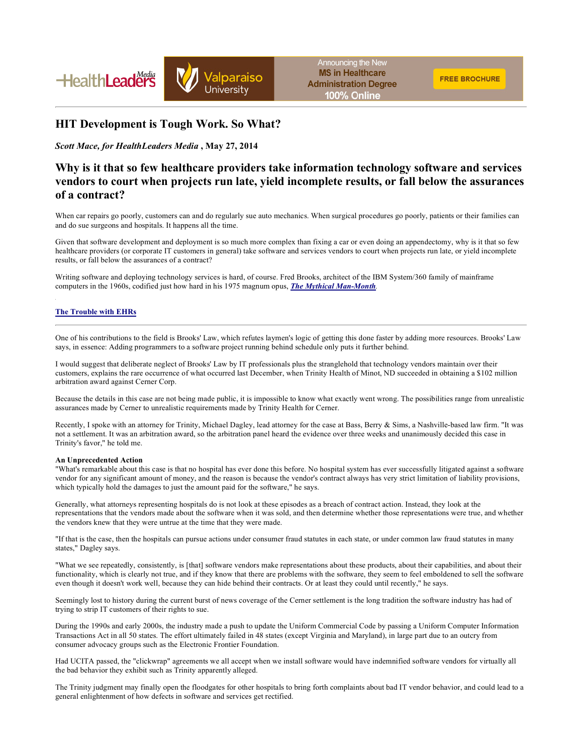# HIT Development is Tough Work. So What?

***Scott Mace, for HealthLeaders Media*** **, May 27, 2014**

## Why is it that so few healthcare providers take information technology software and services vendors to court when projects run late, yield incomplete results, or fall below the assurances of a contract?

When car repairs go poorly, customers can and do regularly sue auto mechanics. When surgical procedures go poorly, patients or their families can and do sue surgeons and hospitals. It happens all the time.

Given that software development and deployment is so much more complex than fixing a car or even doing an appendectomy, why is it that so few healthcare providers (or corporate IT customers in general) take software and services vendors to court when projects run late, or yield incomplete results, or fall below the assurances of a contract?

Writing software and deploying technology services is hard, of course. Fred Brooks, architect of the IBM System/360 family of mainframe computers in the 1960s, codified just how hard in his 1975 magnum opus, ***The Mythical Man-Month***.

**The Trouble with EHRs**

---

One of his contributions to the field is Brooks' Law, which refutes laymen's logic of getting this done faster by adding more resources. Brooks' Law says, in essence: Adding programmers to a software project running behind schedule only puts it further behind.

I would suggest that deliberate neglect of Brooks' Law by IT professionals plus the stranglehold that technology vendors maintain over their customers, explains the rare occurrence of what occurred last December, when Trinity Health of Minot, ND succeeded in obtaining a $102 million arbitration award against Cerner Corp.

Because the details in this case are not being made public, it is impossible to know what exactly went wrong. The possibilities range from unrealistic assurances made by Cerner to unrealistic requirements made by Trinity Health for Cerner.

Recently, I spoke with an attorney for Trinity, Michael Dagley, lead attorney for the case at Bass, Berry & Sims, a Nashville-based law firm. "It was not a settlement. It was an arbitration award, so the arbitration panel heard the evidence over three weeks and unanimously decided this case in Trinity's favor," he told me.

**An Unprecedented Action**

"What's remarkable about this case is that no hospital has ever done this before. No hospital system has ever successfully litigated against a software vendor for any significant amount of money, and the reason is because the vendor's contract always has very strict limitation of liability provisions, which typically hold the damages to just the amount paid for the software," he says.

Generally, what attorneys representing hospitals do is not look at these episodes as a breach of contract action. Instead, they look at the representations that the vendors made about the software when it was sold, and then determine whether those representations were true, and whether the vendors knew that they were untrue at the time that they were made.

"If that is the case, then the hospitals can pursue actions under consumer fraud statutes in each state, or under common law fraud statutes in many states," Dagley says.

"What we see repeatedly, consistently, is [that] software vendors make representations about these products, about their capabilities, and about their functionality, which is clearly not true, and if they know that there are problems with the software, they seem to feel emboldened to sell the software even though it doesn't work well, because they can hide behind their contracts. Or at least they could until recently," he says.

Seemingly lost to history during the current burst of news coverage of the Cerner settlement is the long tradition the software industry has had of trying to strip IT customers of their rights to sue.

During the 1990s and early 2000s, the industry made a push to update the Uniform Commercial Code by passing a Uniform Computer Information Transactions Act in all 50 states. The effort ultimately failed in 48 states (except Virginia and Maryland), in large part due to an outcry from consumer advocacy groups such as the Electronic Frontier Foundation.

Had UCITA passed, the "clickwrap" agreements we all accept when we install software would have indemnified software vendors for virtually all the bad behavior they exhibit such as Trinity apparently alleged.

The Trinity judgment may finally open the floodgates for other hospitals to bring forth complaints about bad IT vendor behavior, and could lead to a general enlightenment of how defects in software and services get rectified.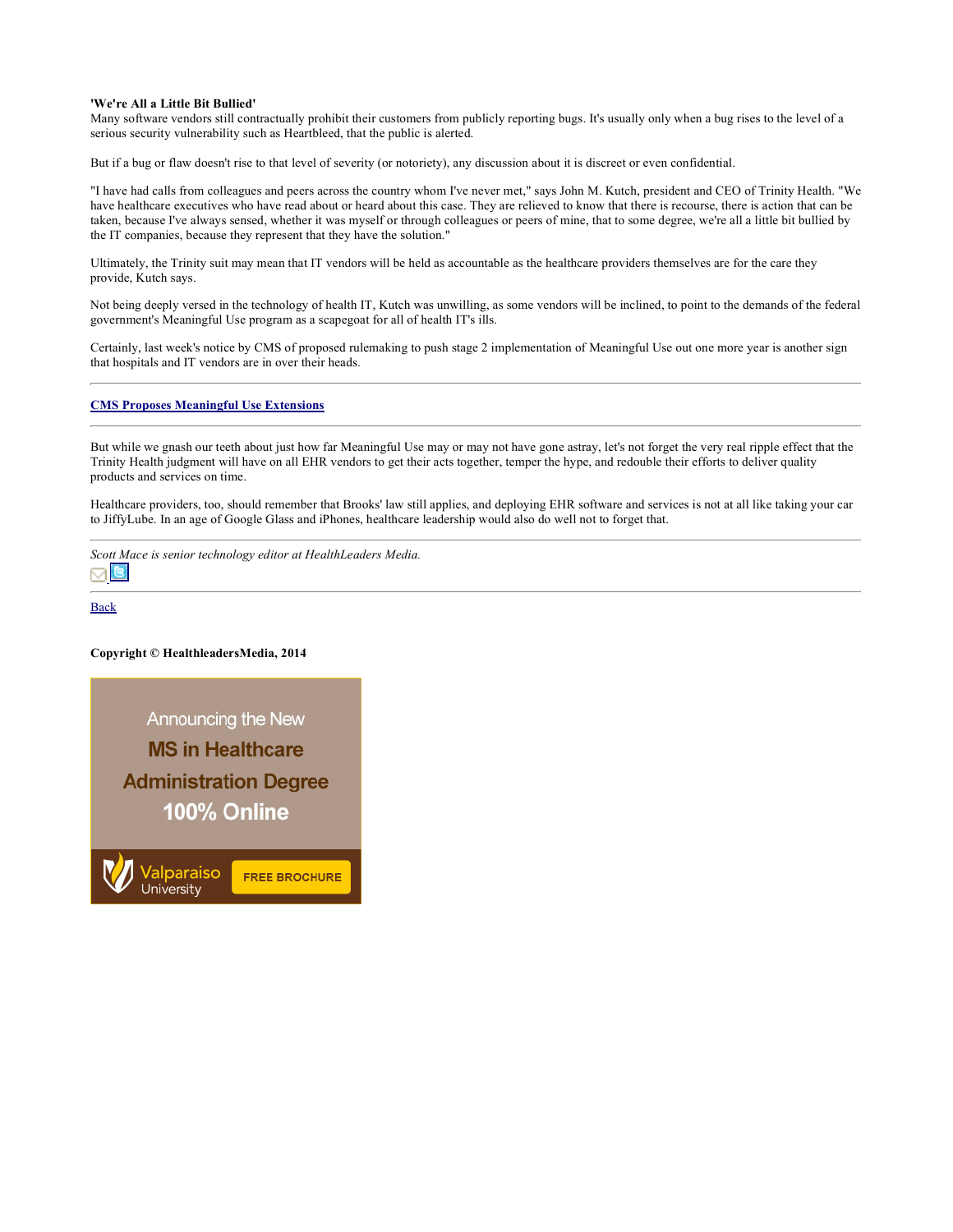**'We're All a Little Bit Bullied'**

Many software vendors still contractually prohibit their customers from publicly reporting bugs. It's usually only when a bug rises to the level of a serious security vulnerability such as Heartbleed, that the public is alerted.

But if a bug or flaw doesn't rise to that level of severity (or notoriety), any discussion about it is discreet or even confidential.

"I have had calls from colleagues and peers across the country whom I've never met," says John M. Kutch, president and CEO of Trinity Health. "We have healthcare executives who have read about or heard about this case. They are relieved to know that there is recourse, there is action that can be taken, because I've always sensed, whether it was myself or through colleagues or peers of mine, that to some degree, we're all a little bit bullied by the IT companies, because they represent that they have the solution."

Ultimately, the Trinity suit may mean that IT vendors will be held as accountable as the healthcare providers themselves are for the care they provide, Kutch says.

Not being deeply versed in the technology of health IT, Kutch was unwilling, as some vendors will be inclined, to point to the demands of the federal government's Meaningful Use program as a scapegoat for all of health IT's ills.

Certainly, last week's notice by CMS of proposed rulemaking to push stage 2 implementation of Meaningful Use out one more year is another sign that hospitals and IT vendors are in over their heads.

---

**CMS Proposes Meaningful Use Extensions**

---

But while we gnash our teeth about just how far Meaningful Use may or may not have gone astray, let's not forget the very real ripple effect that the Trinity Health judgment will have on all EHR vendors to get their acts together, temper the hype, and redouble their efforts to deliver quality products and services on time.

Healthcare providers, too, should remember that Brooks' law still applies, and deploying EHR software and services is not at all like taking your car to JiffyLube. In an age of Google Glass and iPhones, healthcare leadership would also do well not to forget that.

---

*Scott Mace is senior technology editor at HealthLeaders Media.*

---

Back

**Copyright © HealthleadersMedia, 2014**

Announcing the New
MS in Healthcare
Administration Degree
100% Online
Valparaiso University
FREE BROCHURE